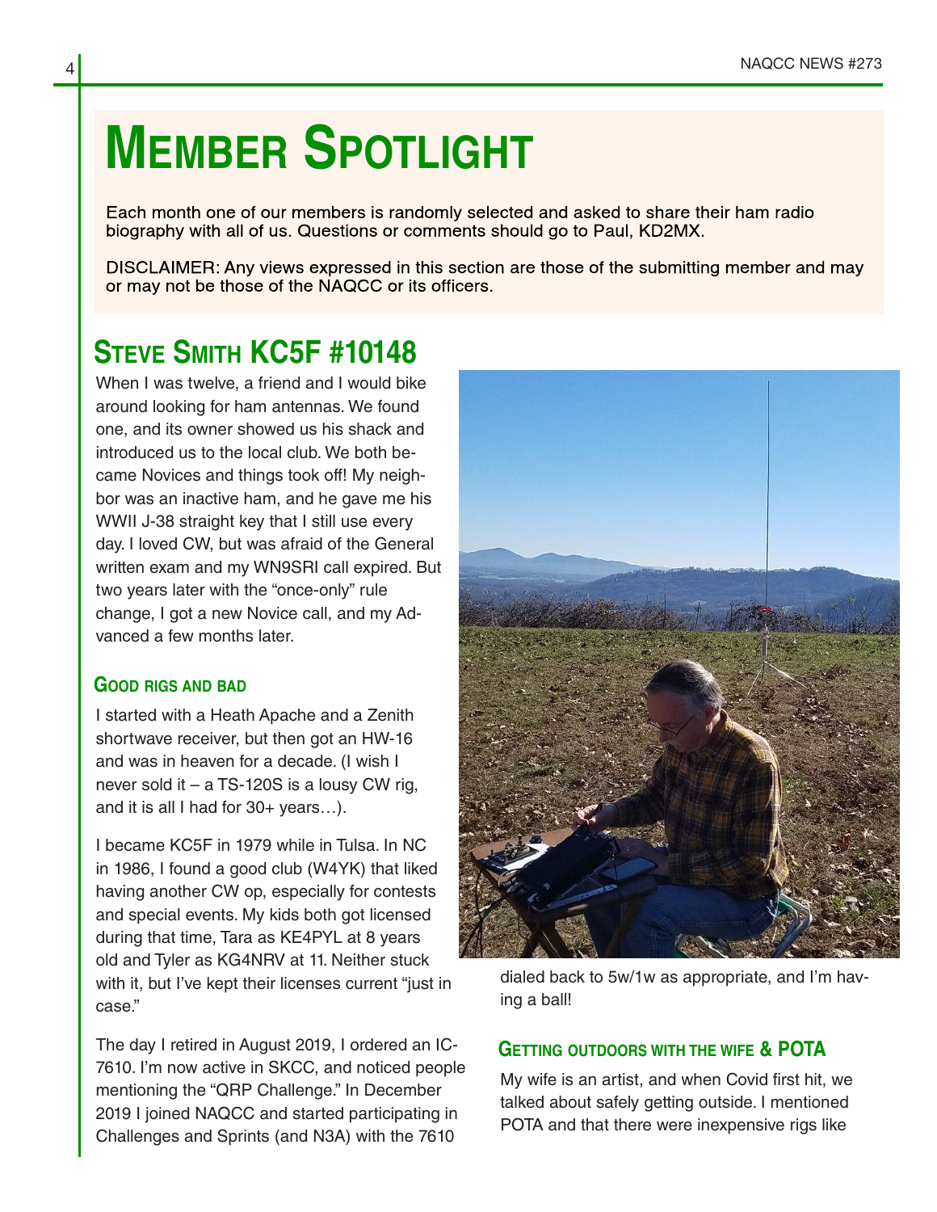# MEMBER SPOTLIGHT

Each month one of our members is randomly selected and asked to share their ham radio biography with all of us. Questions or comments should go to Paul, KD2MX.

DISCLAIMER: Any views expressed in this section are those of the submitting member and may or may not be those of the NAQCC or its officers.

## STEVE SMITH KC5F #10148

When I was twelve, a friend and I would bike around looking for ham antennas. We found one, and its owner showed us his shack and introduced us to the local club. We both became Novices and things took off! My neighbor was an inactive ham, and he gave me his WWII J-38 straight key that I still use every day. I loved CW, but was afraid of the General written exam and my WN9SRI call expired. But two years later with the "once-only" rule change, I got a new Novice call, and my Advanced a few months later.

### GOOD RIGS AND BAD

I started with a Heath Apache and a Zenith shortwave receiver, but then got an HW-16 and was in heaven for a decade. (I wish I never sold it – a TS-120S is a lousy CW rig, and it is all I had for 30+ years…).

I became KC5F in 1979 while in Tulsa. In NC in 1986, I found a good club (W4YK) that liked having another CW op, especially for contests and special events. My kids both got licensed during that time, Tara as KE4PYL at 8 years old and Tyler as KG4NRV at 11. Neither stuck with it, but I've kept their licenses current "just in case."

The day I retired in August 2019, I ordered an IC-7610. I'm now active in SKCC, and noticed people mentioning the "QRP Challenge." In December 2019 I joined NAQCC and started participating in Challenges and Sprints (and N3A) with the 7610 dialed back to 5w/1w as appropriate, and I'm having a ball!

### GETTING OUTDOORS WITH THE WIFE & POTA

My wife is an artist, and when Covid first hit, we talked about safely getting outside. I mentioned POTA and that there were inexpensive rigs like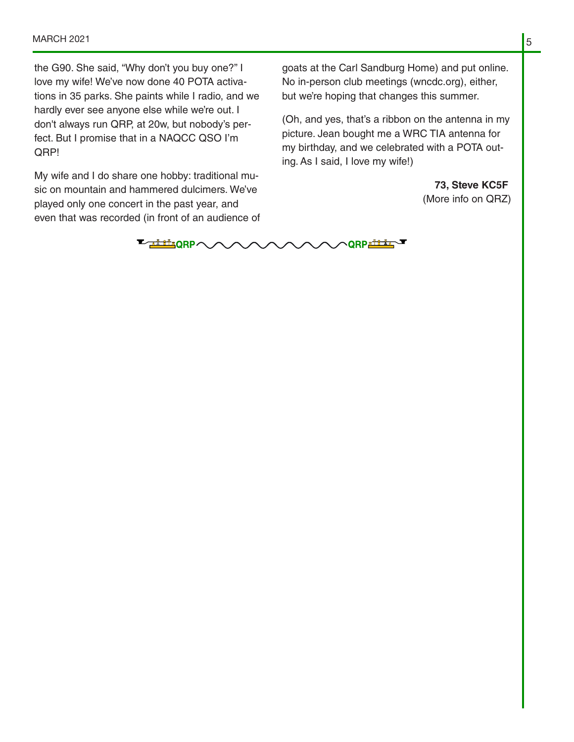the G90. She said, "Why don't you buy one?" I love my wife! We've now done 40 POTA activations in 35 parks. She paints while I radio, and we hardly ever see anyone else while we're out. I don't always run QRP, at 20w, but nobody's perfect. But I promise that in a NAQCC QSO I'm QRP!

My wife and I do share one hobby: traditional music on mountain and hammered dulcimers. We've played only one concert in the past year, and even that was recorded (in front of an audience of goats at the Carl Sandburg Home) and put online. No in-person club meetings (wncdc.org), either, but we're hoping that changes this summer.

(Oh, and yes, that's a ribbon on the antenna in my picture. Jean bought me a WRC TIA antenna for my birthday, and we celebrated with a POTA outing. As I said, I love my wife!)

**73, Steve KC5F**
(More info on QRZ)

QRP ∿∿∿∿∿∿∿∿∿∿ QRP